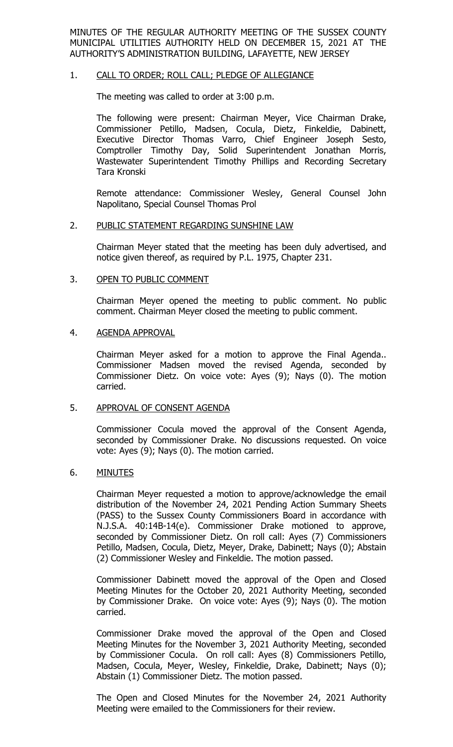MINUTES OF THE REGULAR AUTHORITY MEETING OF THE SUSSEX COUNTY MUNICIPAL UTILITIES AUTHORITY HELD ON DECEMBER 15, 2021 AT THE AUTHORITY'S ADMINISTRATION BUILDING, LAFAYETTE, NEW JERSEY

1. CALL TO ORDER; ROLL CALL; PLEDGE OF ALLEGIANCE

   The meeting was called to order at 3:00 p.m.

   The following were present: Chairman Meyer, Vice Chairman Drake, Commissioner Petillo, Madsen, Cocula, Dietz, Finkeldie, Dabinett, Executive Director Thomas Varro, Chief Engineer Joseph Sesto, Comptroller Timothy Day, Solid Superintendent Jonathan Morris, Wastewater Superintendent Timothy Phillips and Recording Secretary Tara Kronski

   Remote attendance: Commissioner Wesley, General Counsel John Napolitano, Special Counsel Thomas Prol

2. PUBLIC STATEMENT REGARDING SUNSHINE LAW

   Chairman Meyer stated that the meeting has been duly advertised, and notice given thereof, as required by P.L. 1975, Chapter 231.

3. OPEN TO PUBLIC COMMENT

   Chairman Meyer opened the meeting to public comment. No public comment. Chairman Meyer closed the meeting to public comment.

4. AGENDA APPROVAL

   Chairman Meyer asked for a motion to approve the Final Agenda.. Commissioner Madsen moved the revised Agenda, seconded by Commissioner Dietz. On voice vote: Ayes (9); Nays (0). The motion carried.

5. APPROVAL OF CONSENT AGENDA

   Commissioner Cocula moved the approval of the Consent Agenda, seconded by Commissioner Drake. No discussions requested. On voice vote: Ayes (9); Nays (0). The motion carried.

6. MINUTES

   Chairman Meyer requested a motion to approve/acknowledge the email distribution of the November 24, 2021 Pending Action Summary Sheets (PASS) to the Sussex County Commissioners Board in accordance with N.J.S.A. 40:14B-14(e). Commissioner Drake motioned to approve, seconded by Commissioner Dietz. On roll call: Ayes (7) Commissioners Petillo, Madsen, Cocula, Dietz, Meyer, Drake, Dabinett; Nays (0); Abstain (2) Commissioner Wesley and Finkeldie. The motion passed.

   Commissioner Dabinett moved the approval of the Open and Closed Meeting Minutes for the October 20, 2021 Authority Meeting, seconded by Commissioner Drake. On voice vote: Ayes (9); Nays (0). The motion carried.

   Commissioner Drake moved the approval of the Open and Closed Meeting Minutes for the November 3, 2021 Authority Meeting, seconded by Commissioner Cocula. On roll call: Ayes (8) Commissioners Petillo, Madsen, Cocula, Meyer, Wesley, Finkeldie, Drake, Dabinett; Nays (0); Abstain (1) Commissioner Dietz. The motion passed.

   The Open and Closed Minutes for the November 24, 2021 Authority Meeting were emailed to the Commissioners for their review.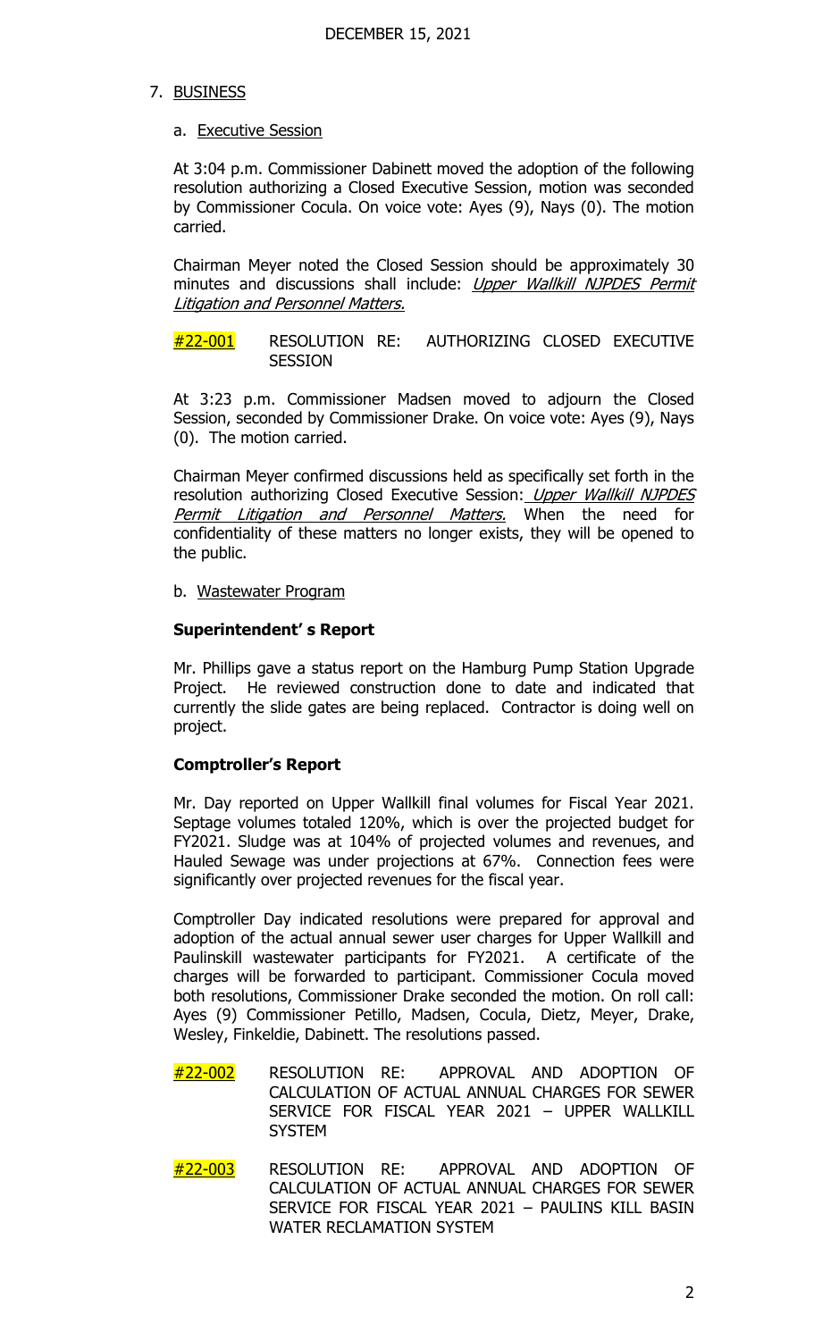DECEMBER 15, 2021

7. BUSINESS

   a. Executive Session

   At 3:04 p.m. Commissioner Dabinett moved the adoption of the following resolution authorizing a Closed Executive Session, motion was seconded by Commissioner Cocula. On voice vote: Ayes (9), Nays (0). The motion carried.

   Chairman Meyer noted the Closed Session should be approximately 30 minutes and discussions shall include: *Upper Wallkill NJPDES Permit Litigation and Personnel Matters.*

   #22-001 RESOLUTION RE: AUTHORIZING CLOSED EXECUTIVE SESSION

   At 3:23 p.m. Commissioner Madsen moved to adjourn the Closed Session, seconded by Commissioner Drake. On voice vote: Ayes (9), Nays (0). The motion carried.

   Chairman Meyer confirmed discussions held as specifically set forth in the resolution authorizing Closed Executive Session: *Upper Wallkill NJPDES Permit Litigation and Personnel Matters.* When the need for confidentiality of these matters no longer exists, they will be opened to the public.

   b. Wastewater Program

   **Superintendent' s Report**

   Mr. Phillips gave a status report on the Hamburg Pump Station Upgrade Project. He reviewed construction done to date and indicated that currently the slide gates are being replaced. Contractor is doing well on project.

   **Comptroller's Report**

   Mr. Day reported on Upper Wallkill final volumes for Fiscal Year 2021. Septage volumes totaled 120%, which is over the projected budget for FY2021. Sludge was at 104% of projected volumes and revenues, and Hauled Sewage was under projections at 67%. Connection fees were significantly over projected revenues for the fiscal year.

   Comptroller Day indicated resolutions were prepared for approval and adoption of the actual annual sewer user charges for Upper Wallkill and Paulinskill wastewater participants for FY2021. A certificate of the charges will be forwarded to participant. Commissioner Cocula moved both resolutions, Commissioner Drake seconded the motion. On roll call: Ayes (9) Commissioner Petillo, Madsen, Cocula, Dietz, Meyer, Drake, Wesley, Finkeldie, Dabinett. The resolutions passed.

   #22-002 RESOLUTION RE: APPROVAL AND ADOPTION OF CALCULATION OF ACTUAL ANNUAL CHARGES FOR SEWER SERVICE FOR FISCAL YEAR 2021 – UPPER WALLKILL SYSTEM

   #22-003 RESOLUTION RE: APPROVAL AND ADOPTION OF CALCULATION OF ACTUAL ANNUAL CHARGES FOR SEWER SERVICE FOR FISCAL YEAR 2021 – PAULINS KILL BASIN WATER RECLAMATION SYSTEM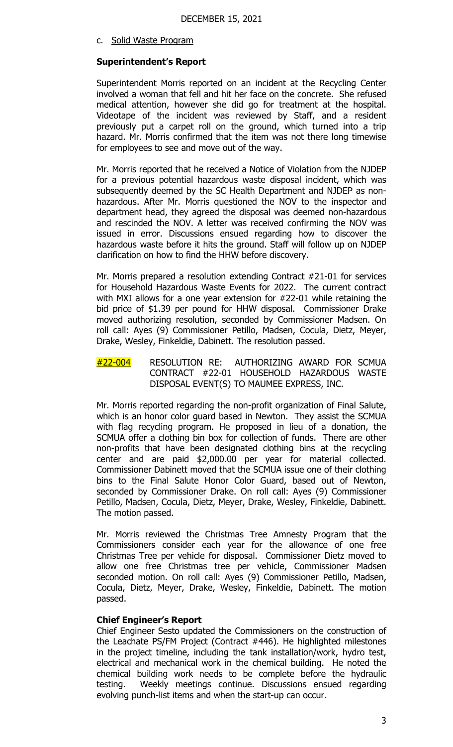c. Solid Waste Program

**Superintendent's Report**

Superintendent Morris reported on an incident at the Recycling Center involved a woman that fell and hit her face on the concrete. She refused medical attention, however she did go for treatment at the hospital. Videotape of the incident was reviewed by Staff, and a resident previously put a carpet roll on the ground, which turned into a trip hazard. Mr. Morris confirmed that the item was not there long timewise for employees to see and move out of the way.

Mr. Morris reported that he received a Notice of Violation from the NJDEP for a previous potential hazardous waste disposal incident, which was subsequently deemed by the SC Health Department and NJDEP as non-hazardous. After Mr. Morris questioned the NOV to the inspector and department head, they agreed the disposal was deemed non-hazardous and rescinded the NOV. A letter was received confirming the NOV was issued in error. Discussions ensued regarding how to discover the hazardous waste before it hits the ground. Staff will follow up on NJDEP clarification on how to find the HHW before discovery.

Mr. Morris prepared a resolution extending Contract #21-01 for services for Household Hazardous Waste Events for 2022. The current contract with MXI allows for a one year extension for #22-01 while retaining the bid price of $1.39 per pound for HHW disposal. Commissioner Drake moved authorizing resolution, seconded by Commissioner Madsen. On roll call: Ayes (9) Commissioner Petillo, Madsen, Cocula, Dietz, Meyer, Drake, Wesley, Finkeldie, Dabinett. The resolution passed.

#22-004 RESOLUTION RE: AUTHORIZING AWARD FOR SCMUA CONTRACT #22-01 HOUSEHOLD HAZARDOUS WASTE DISPOSAL EVENT(S) TO MAUMEE EXPRESS, INC.

Mr. Morris reported regarding the non-profit organization of Final Salute, which is an honor color guard based in Newton. They assist the SCMUA with flag recycling program. He proposed in lieu of a donation, the SCMUA offer a clothing bin box for collection of funds. There are other non-profits that have been designated clothing bins at the recycling center and are paid $2,000.00 per year for material collected. Commissioner Dabinett moved that the SCMUA issue one of their clothing bins to the Final Salute Honor Color Guard, based out of Newton, seconded by Commissioner Drake. On roll call: Ayes (9) Commissioner Petillo, Madsen, Cocula, Dietz, Meyer, Drake, Wesley, Finkeldie, Dabinett. The motion passed.

Mr. Morris reviewed the Christmas Tree Amnesty Program that the Commissioners consider each year for the allowance of one free Christmas Tree per vehicle for disposal. Commissioner Dietz moved to allow one free Christmas tree per vehicle, Commissioner Madsen seconded motion. On roll call: Ayes (9) Commissioner Petillo, Madsen, Cocula, Dietz, Meyer, Drake, Wesley, Finkeldie, Dabinett. The motion passed.

**Chief Engineer's Report**

Chief Engineer Sesto updated the Commissioners on the construction of the Leachate PS/FM Project (Contract #446). He highlighted milestones in the project timeline, including the tank installation/work, hydro test, electrical and mechanical work in the chemical building. He noted the chemical building work needs to be complete before the hydraulic testing. Weekly meetings continue. Discussions ensued regarding evolving punch-list items and when the start-up can occur.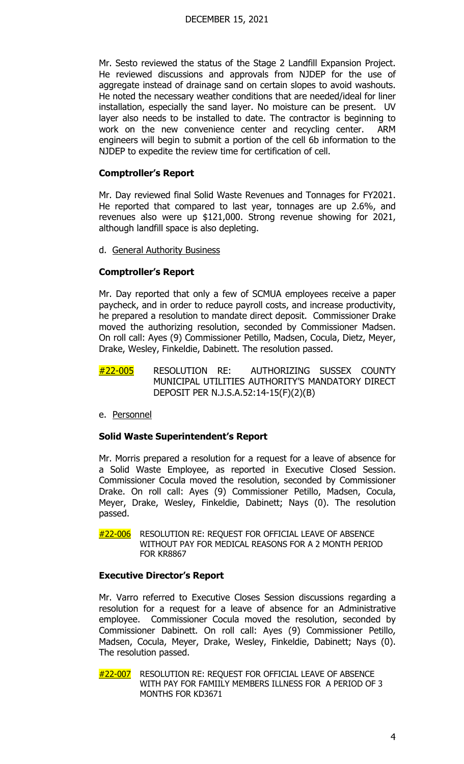Mr. Sesto reviewed the status of the Stage 2 Landfill Expansion Project. He reviewed discussions and approvals from NJDEP for the use of aggregate instead of drainage sand on certain slopes to avoid washouts. He noted the necessary weather conditions that are needed/ideal for liner installation, especially the sand layer. No moisture can be present. UV layer also needs to be installed to date. The contractor is beginning to work on the new convenience center and recycling center. ARM engineers will begin to submit a portion of the cell 6b information to the NJDEP to expedite the review time for certification of cell.

**Comptroller's Report**

Mr. Day reviewed final Solid Waste Revenues and Tonnages for FY2021. He reported that compared to last year, tonnages are up 2.6%, and revenues also were up $121,000. Strong revenue showing for 2021, although landfill space is also depleting.

d. General Authority Business

**Comptroller's Report**

Mr. Day reported that only a few of SCMUA employees receive a paper paycheck, and in order to reduce payroll costs, and increase productivity, he prepared a resolution to mandate direct deposit. Commissioner Drake moved the authorizing resolution, seconded by Commissioner Madsen. On roll call: Ayes (9) Commissioner Petillo, Madsen, Cocula, Dietz, Meyer, Drake, Wesley, Finkeldie, Dabinett. The resolution passed.

#22-005 RESOLUTION RE: AUTHORIZING SUSSEX COUNTY MUNICIPAL UTILITIES AUTHORITY'S MANDATORY DIRECT DEPOSIT PER N.J.S.A.52:14-15(F)(2)(B)

e. Personnel

**Solid Waste Superintendent's Report**

Mr. Morris prepared a resolution for a request for a leave of absence for a Solid Waste Employee, as reported in Executive Closed Session. Commissioner Cocula moved the resolution, seconded by Commissioner Drake. On roll call: Ayes (9) Commissioner Petillo, Madsen, Cocula, Meyer, Drake, Wesley, Finkeldie, Dabinett; Nays (0). The resolution passed.

#22-006 RESOLUTION RE: REQUEST FOR OFFICIAL LEAVE OF ABSENCE WITHOUT PAY FOR MEDICAL REASONS FOR A 2 MONTH PERIOD FOR KR8867

**Executive Director's Report**

Mr. Varro referred to Executive Closes Session discussions regarding a resolution for a request for a leave of absence for an Administrative employee. Commissioner Cocula moved the resolution, seconded by Commissioner Dabinett. On roll call: Ayes (9) Commissioner Petillo, Madsen, Cocula, Meyer, Drake, Wesley, Finkeldie, Dabinett; Nays (0). The resolution passed.

#22-007 RESOLUTION RE: REQUEST FOR OFFICIAL LEAVE OF ABSENCE WITH PAY FOR FAMIILY MEMBERS ILLNESS FOR A PERIOD OF 3 MONTHS FOR KD3671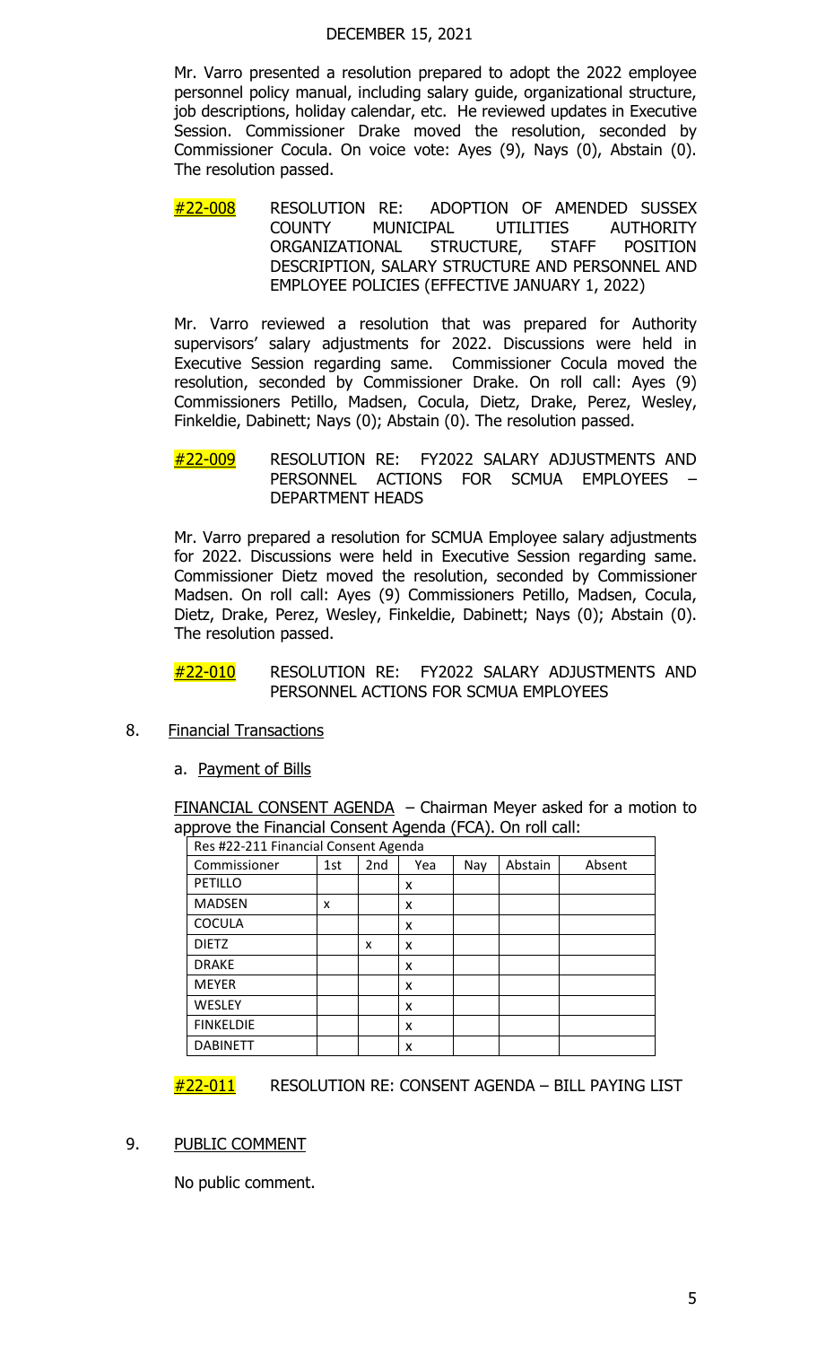DECEMBER 15, 2021

Mr. Varro presented a resolution prepared to adopt the 2022 employee personnel policy manual, including salary guide, organizational structure, job descriptions, holiday calendar, etc. He reviewed updates in Executive Session. Commissioner Drake moved the resolution, seconded by Commissioner Cocula. On voice vote: Ayes (9), Nays (0), Abstain (0). The resolution passed.

#22-008 RESOLUTION RE: ADOPTION OF AMENDED SUSSEX COUNTY MUNICIPAL UTILITIES AUTHORITY ORGANIZATIONAL STRUCTURE, STAFF POSITION DESCRIPTION, SALARY STRUCTURE AND PERSONNEL AND EMPLOYEE POLICIES (EFFECTIVE JANUARY 1, 2022)

Mr. Varro reviewed a resolution that was prepared for Authority supervisors' salary adjustments for 2022. Discussions were held in Executive Session regarding same. Commissioner Cocula moved the resolution, seconded by Commissioner Drake. On roll call: Ayes (9) Commissioners Petillo, Madsen, Cocula, Dietz, Drake, Perez, Wesley, Finkeldie, Dabinett; Nays (0); Abstain (0). The resolution passed.

#22-009 RESOLUTION RE: FY2022 SALARY ADJUSTMENTS AND PERSONNEL ACTIONS FOR SCMUA EMPLOYEES – DEPARTMENT HEADS

Mr. Varro prepared a resolution for SCMUA Employee salary adjustments for 2022. Discussions were held in Executive Session regarding same. Commissioner Dietz moved the resolution, seconded by Commissioner Madsen. On roll call: Ayes (9) Commissioners Petillo, Madsen, Cocula, Dietz, Drake, Perez, Wesley, Finkeldie, Dabinett; Nays (0); Abstain (0). The resolution passed.

#22-010 RESOLUTION RE: FY2022 SALARY ADJUSTMENTS AND PERSONNEL ACTIONS FOR SCMUA EMPLOYEES

8. Financial Transactions

   a. Payment of Bills

FINANCIAL CONSENT AGENDA – Chairman Meyer asked for a motion to approve the Financial Consent Agenda (FCA). On roll call:

| Res #22-211 Financial Consent Agenda | | | | | | |
|---|---|---|---|---|---|---|
| Commissioner | 1st | 2nd | Yea | Nay | Abstain | Absent |
| PETILLO | | | x | | | |
| MADSEN | x | | x | | | |
| COCULA | | | x | | | |
| DIETZ | | x | x | | | |
| DRAKE | | | x | | | |
| MEYER | | | x | | | |
| WESLEY | | | x | | | |
| FINKELDIE | | | x | | | |
| DABINETT | | | x | | | |

#22-011 RESOLUTION RE: CONSENT AGENDA – BILL PAYING LIST

9. PUBLIC COMMENT

No public comment.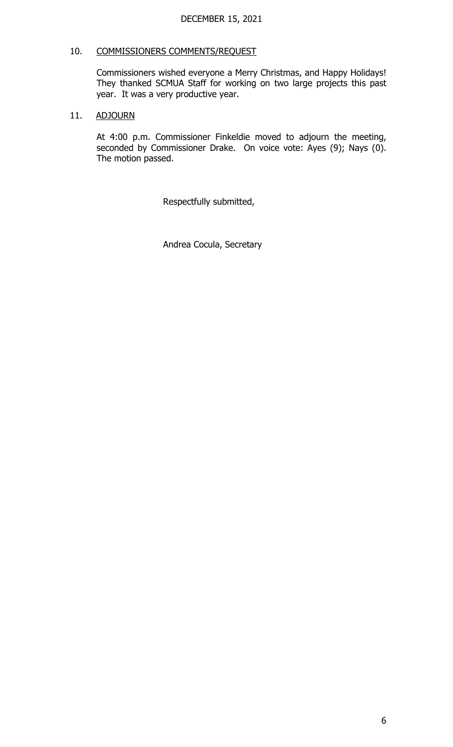## 10. COMMISSIONERS COMMENTS/REQUEST

Commissioners wished everyone a Merry Christmas, and Happy Holidays! They thanked SCMUA Staff for working on two large projects this past year. It was a very productive year.

## 11. ADJOURN

At 4:00 p.m. Commissioner Finkeldie moved to adjourn the meeting, seconded by Commissioner Drake. On voice vote: Ayes (9); Nays (0). The motion passed.

Respectfully submitted,

Andrea Cocula, Secretary